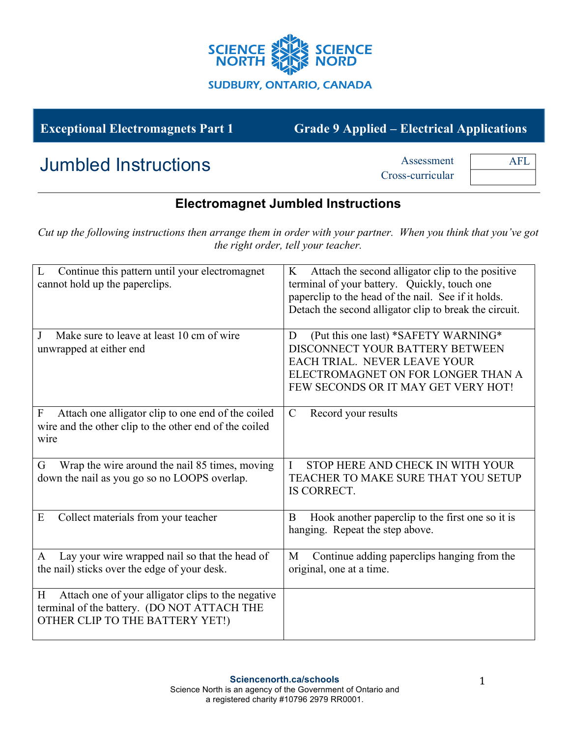**Exceptional Electromagnets Part 1** — **Grade 9 Applied – Electrical Applications**

# Jumbled Instructions

| | |
|---|---|
| Assessment | AFL |
| Cross-curricular | |

## Electromagnet Jumbled Instructions

*Cut up the following instructions then arrange them in order with your partner. When you think that you've got the right order, tell your teacher.*

| | |
|---|---|
| L Continue this pattern until your electromagnet cannot hold up the paperclips. | K Attach the second alligator clip to the positive terminal of your battery. Quickly, touch one paperclip to the head of the nail. See if it holds. Detach the second alligator clip to break the circuit. |
| J Make sure to leave at least 10 cm of wire unwrapped at either end | D (Put this one last) *SAFETY WARNING* DISCONNECT YOUR BATTERY BETWEEN EACH TRIAL. NEVER LEAVE YOUR ELECTROMAGNET ON FOR LONGER THAN A FEW SECONDS OR IT MAY GET VERY HOT! |
| F Attach one alligator clip to one end of the coiled wire and the other clip to the other end of the coiled wire | C Record your results |
| G Wrap the wire around the nail 85 times, moving down the nail as you go so no LOOPS overlap. | I STOP HERE AND CHECK IN WITH YOUR TEACHER TO MAKE SURE THAT YOU SETUP IS CORRECT. |
| E Collect materials from your teacher | B Hook another paperclip to the first one so it is hanging. Repeat the step above. |
| A Lay your wire wrapped nail so that the head of the nail) sticks over the edge of your desk. | M Continue adding paperclips hanging from the original, one at a time. |
| H Attach one of your alligator clips to the negative terminal of the battery. (DO NOT ATTACH THE OTHER CLIP TO THE BATTERY YET!) | |

**Sciencenorth.ca/schools**
Science North is an agency of the Government of Ontario and a registered charity #10796 2979 RR0001.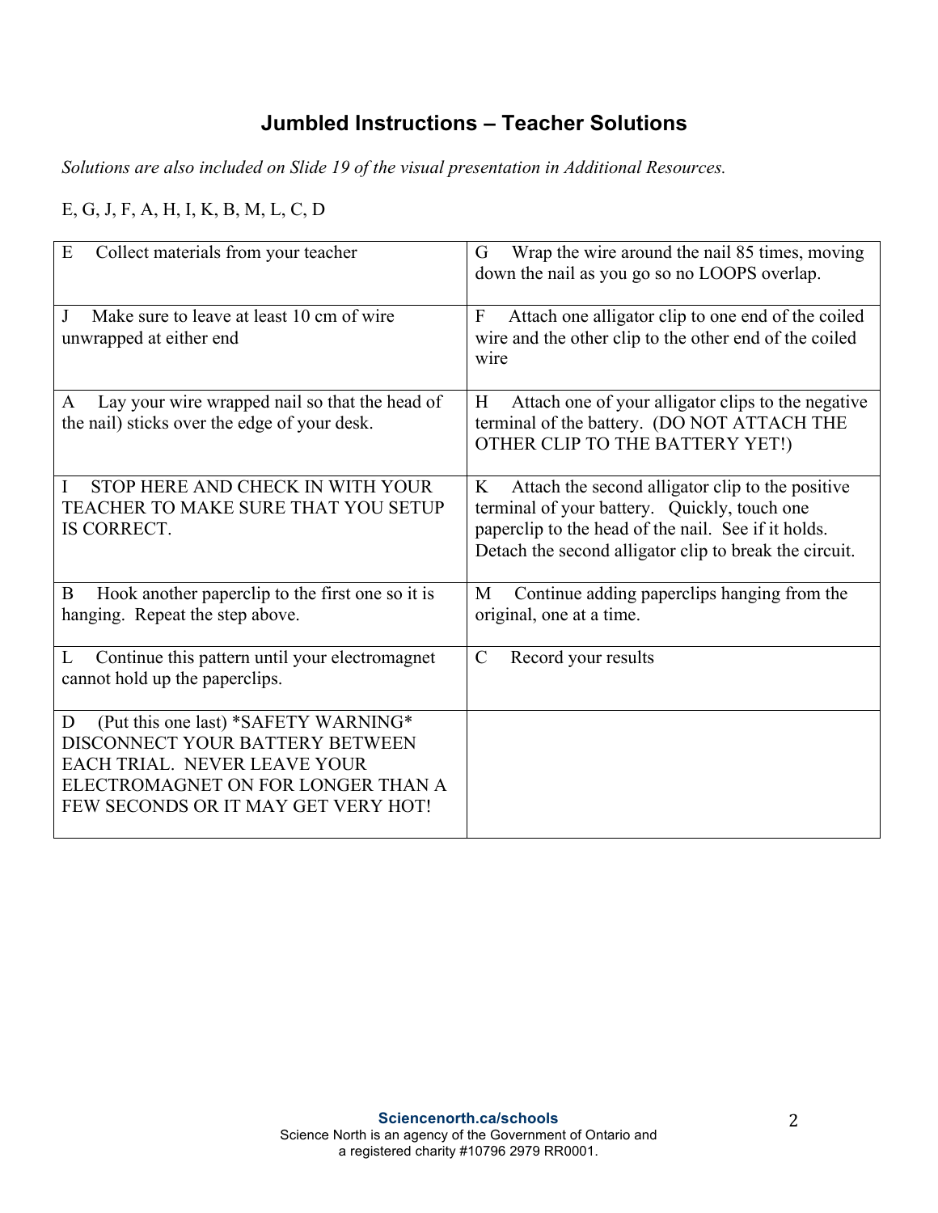## Jumbled Instructions – Teacher Solutions

*Solutions are also included on Slide 19 of the visual presentation in Additional Resources.*

E, G, J, F, A, H, I, K, B, M, L, C, D

| | |
|---|---|
| E Collect materials from your teacher | G Wrap the wire around the nail 85 times, moving down the nail as you go so no LOOPS overlap. |
| J Make sure to leave at least 10 cm of wire unwrapped at either end | F Attach one alligator clip to one end of the coiled wire and the other clip to the other end of the coiled wire |
| A Lay your wire wrapped nail so that the head of the nail) sticks over the edge of your desk. | H Attach one of your alligator clips to the negative terminal of the battery. (DO NOT ATTACH THE OTHER CLIP TO THE BATTERY YET!) |
| I STOP HERE AND CHECK IN WITH YOUR TEACHER TO MAKE SURE THAT YOU SETUP IS CORRECT. | K Attach the second alligator clip to the positive terminal of your battery. Quickly, touch one paperclip to the head of the nail. See if it holds. Detach the second alligator clip to break the circuit. |
| B Hook another paperclip to the first one so it is hanging. Repeat the step above. | M Continue adding paperclips hanging from the original, one at a time. |
| L Continue this pattern until your electromagnet cannot hold up the paperclips. | C Record your results |
| D (Put this one last) *SAFETY WARNING* DISCONNECT YOUR BATTERY BETWEEN EACH TRIAL. NEVER LEAVE YOUR ELECTROMAGNET ON FOR LONGER THAN A FEW SECONDS OR IT MAY GET VERY HOT! | |

**Sciencenorth.ca/schools**
Science North is an agency of the Government of Ontario and a registered charity #10796 2979 RR0001.